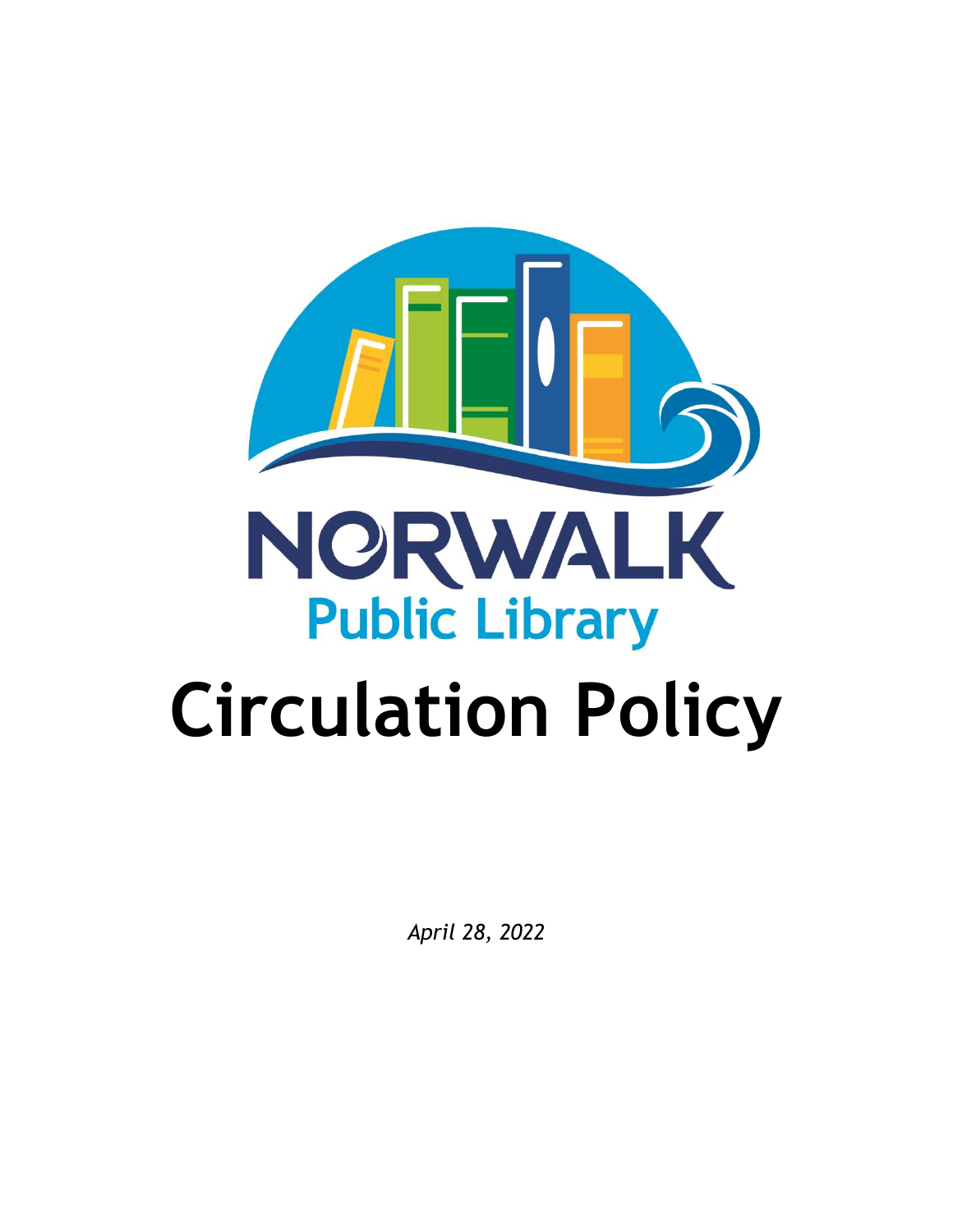NORWALK

Public Library

# Circulation Policy

*April 28, 2022*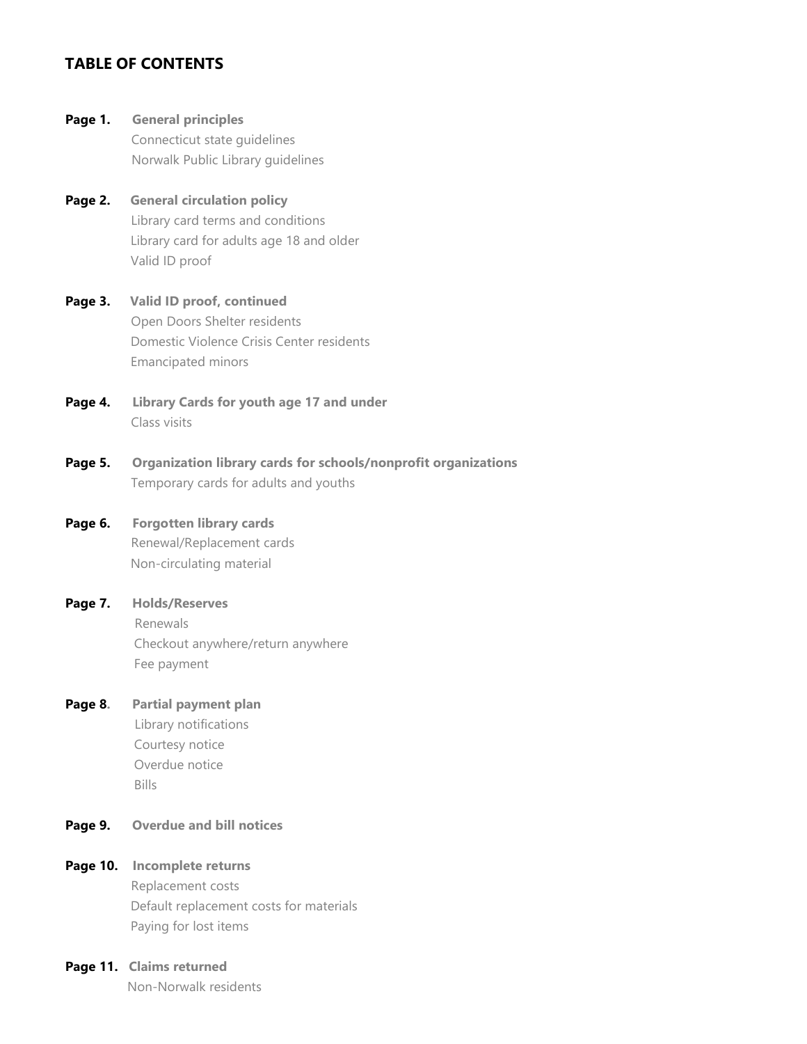## TABLE OF CONTENTS

**Page 1.** **General principles**
Connecticut state guidelines
Norwalk Public Library guidelines

**Page 2.** **General circulation policy**
Library card terms and conditions
Library card for adults age 18 and older
Valid ID proof

**Page 3.** **Valid ID proof, continued**
Open Doors Shelter residents
Domestic Violence Crisis Center residents
Emancipated minors

**Page 4.** **Library Cards for youth age 17 and under**
Class visits

**Page 5.** **Organization library cards for schools/nonprofit organizations**
Temporary cards for adults and youths

**Page 6.** **Forgotten library cards**
Renewal/Replacement cards
Non-circulating material

**Page 7.** **Holds/Reserves**
Renewals
Checkout anywhere/return anywhere
Fee payment

**Page 8.** **Partial payment plan**
Library notifications
Courtesy notice
Overdue notice
Bills

**Page 9.** **Overdue and bill notices**

**Page 10.** **Incomplete returns**
Replacement costs
Default replacement costs for materials
Paying for lost items

**Page 11.** **Claims returned**
Non-Norwalk residents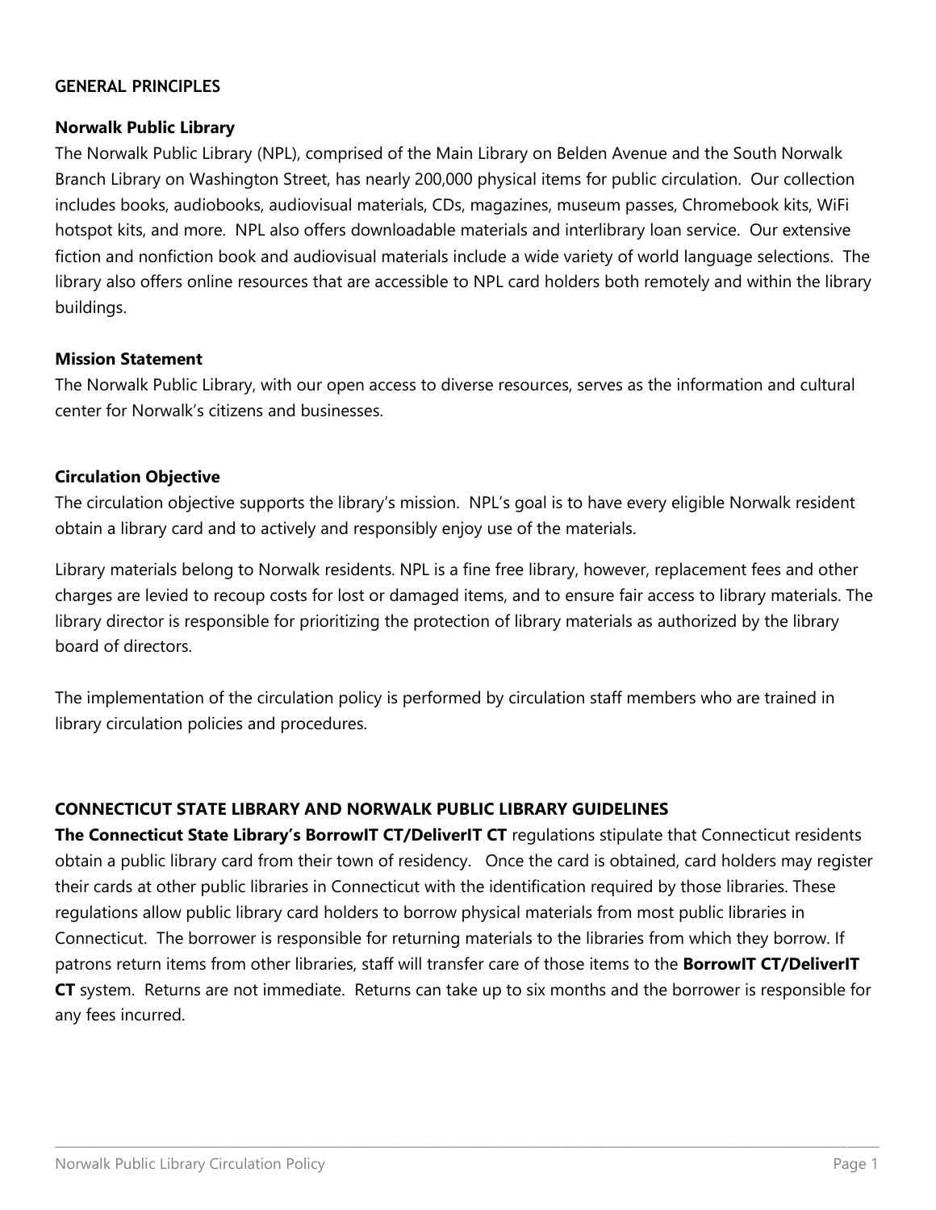## GENERAL PRINCIPLES

### Norwalk Public Library

The Norwalk Public Library (NPL), comprised of the Main Library on Belden Avenue and the South Norwalk Branch Library on Washington Street, has nearly 200,000 physical items for public circulation. Our collection includes books, audiobooks, audiovisual materials, CDs, magazines, museum passes, Chromebook kits, WiFi hotspot kits, and more. NPL also offers downloadable materials and interlibrary loan service. Our extensive fiction and nonfiction book and audiovisual materials include a wide variety of world language selections. The library also offers online resources that are accessible to NPL card holders both remotely and within the library buildings.

### Mission Statement

The Norwalk Public Library, with our open access to diverse resources, serves as the information and cultural center for Norwalk's citizens and businesses.

### Circulation Objective

The circulation objective supports the library's mission. NPL's goal is to have every eligible Norwalk resident obtain a library card and to actively and responsibly enjoy use of the materials.

Library materials belong to Norwalk residents. NPL is a fine free library, however, replacement fees and other charges are levied to recoup costs for lost or damaged items, and to ensure fair access to library materials. The library director is responsible for prioritizing the protection of library materials as authorized by the library board of directors.

The implementation of the circulation policy is performed by circulation staff members who are trained in library circulation policies and procedures.

## CONNECTICUT STATE LIBRARY AND NORWALK PUBLIC LIBRARY GUIDELINES

**The Connecticut State Library's BorrowIT CT/DeliverIT CT** regulations stipulate that Connecticut residents obtain a public library card from their town of residency. Once the card is obtained, card holders may register their cards at other public libraries in Connecticut with the identification required by those libraries. These regulations allow public library card holders to borrow physical materials from most public libraries in Connecticut. The borrower is responsible for returning materials to the libraries from which they borrow. If patrons return items from other libraries, staff will transfer care of those items to the **BorrowIT CT/DeliverIT CT** system. Returns are not immediate. Returns can take up to six months and the borrower is responsible for any fees incurred.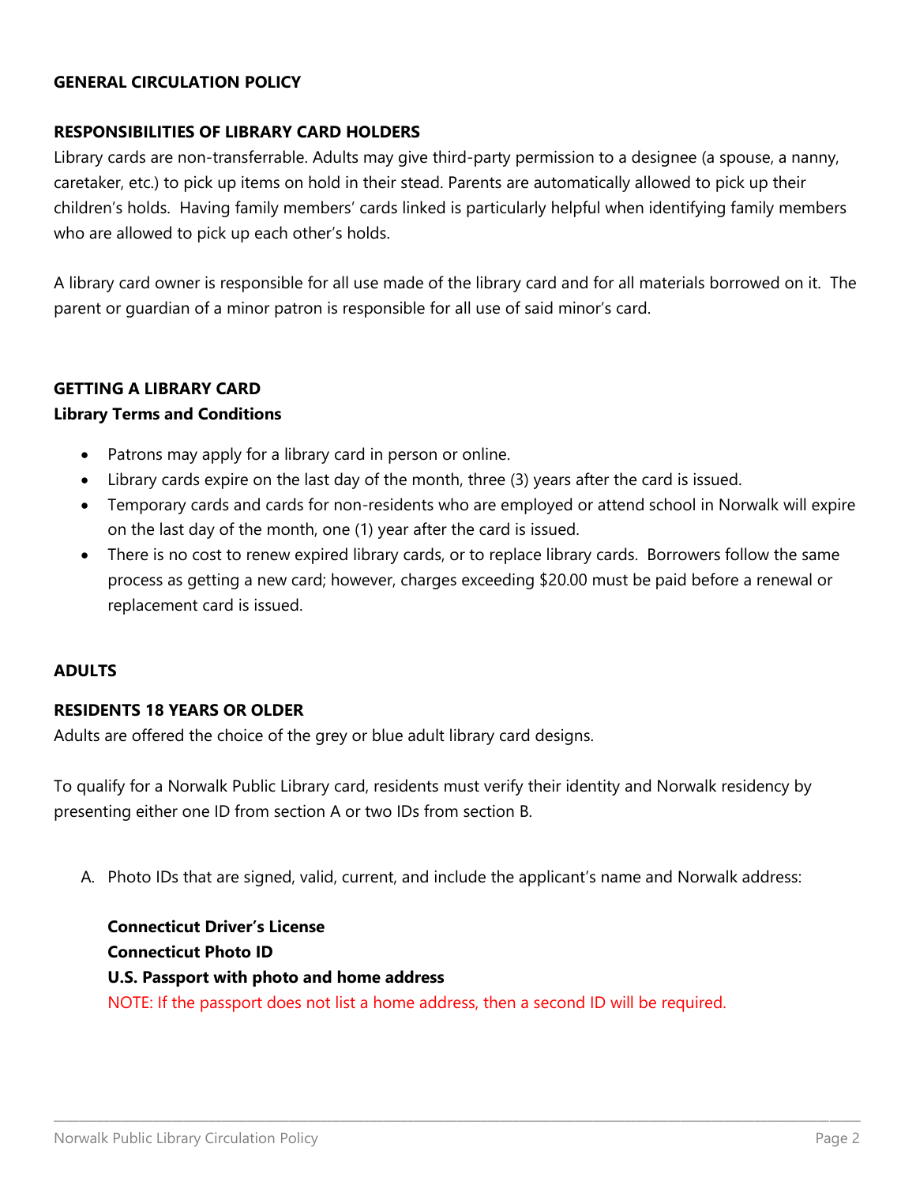## GENERAL CIRCULATION POLICY

### RESPONSIBILITIES OF LIBRARY CARD HOLDERS

Library cards are non-transferrable. Adults may give third-party permission to a designee (a spouse, a nanny, caretaker, etc.) to pick up items on hold in their stead. Parents are automatically allowed to pick up their children's holds. Having family members' cards linked is particularly helpful when identifying family members who are allowed to pick up each other's holds.

A library card owner is responsible for all use made of the library card and for all materials borrowed on it. The parent or guardian of a minor patron is responsible for all use of said minor's card.

### GETTING A LIBRARY CARD

**Library Terms and Conditions**

- Patrons may apply for a library card in person or online.
- Library cards expire on the last day of the month, three (3) years after the card is issued.
- Temporary cards and cards for non-residents who are employed or attend school in Norwalk will expire on the last day of the month, one (1) year after the card is issued.
- There is no cost to renew expired library cards, or to replace library cards. Borrowers follow the same process as getting a new card; however, charges exceeding $20.00 must be paid before a renewal or replacement card is issued.

### ADULTS

### RESIDENTS 18 YEARS OR OLDER

Adults are offered the choice of the grey or blue adult library card designs.

To qualify for a Norwalk Public Library card, residents must verify their identity and Norwalk residency by presenting either one ID from section A or two IDs from section B.

A. Photo IDs that are signed, valid, current, and include the applicant's name and Norwalk address:

   **Connecticut Driver's License**
   **Connecticut Photo ID**
   **U.S. Passport with photo and home address**
   NOTE: If the passport does not list a home address, then a second ID will be required.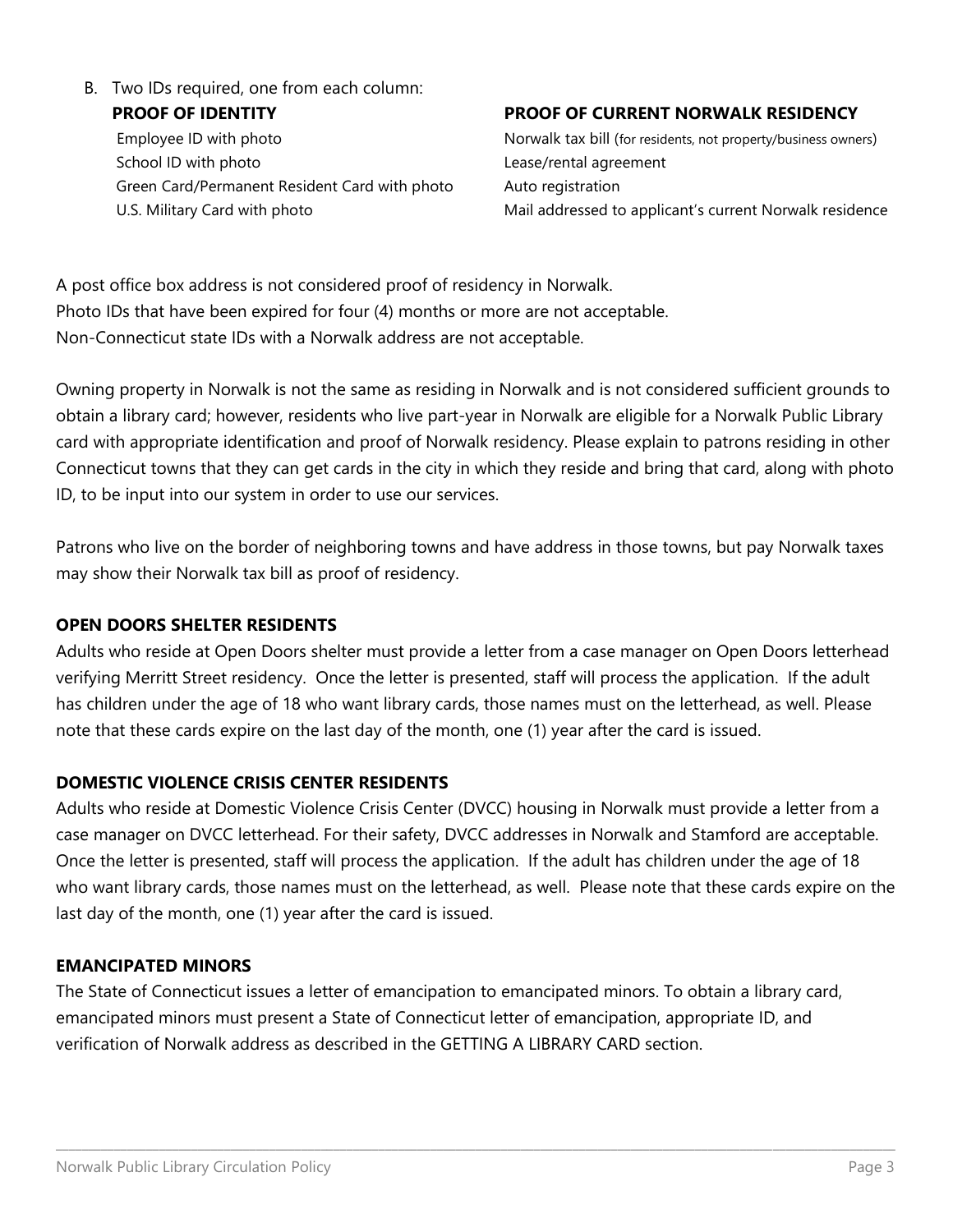B. Two IDs required, one from each column:

| PROOF OF IDENTITY | PROOF OF CURRENT NORWALK RESIDENCY |
|---|---|
| Employee ID with photo | Norwalk tax bill (for residents, not property/business owners) |
| School ID with photo | Lease/rental agreement |
| Green Card/Permanent Resident Card with photo | Auto registration |
| U.S. Military Card with photo | Mail addressed to applicant's current Norwalk residence |

A post office box address is not considered proof of residency in Norwalk.
Photo IDs that have been expired for four (4) months or more are not acceptable.
Non-Connecticut state IDs with a Norwalk address are not acceptable.

Owning property in Norwalk is not the same as residing in Norwalk and is not considered sufficient grounds to obtain a library card; however, residents who live part-year in Norwalk are eligible for a Norwalk Public Library card with appropriate identification and proof of Norwalk residency. Please explain to patrons residing in other Connecticut towns that they can get cards in the city in which they reside and bring that card, along with photo ID, to be input into our system in order to use our services.

Patrons who live on the border of neighboring towns and have address in those towns, but pay Norwalk taxes may show their Norwalk tax bill as proof of residency.

**OPEN DOORS SHELTER RESIDENTS**

Adults who reside at Open Doors shelter must provide a letter from a case manager on Open Doors letterhead verifying Merritt Street residency. Once the letter is presented, staff will process the application. If the adult has children under the age of 18 who want library cards, those names must on the letterhead, as well. Please note that these cards expire on the last day of the month, one (1) year after the card is issued.

**DOMESTIC VIOLENCE CRISIS CENTER RESIDENTS**

Adults who reside at Domestic Violence Crisis Center (DVCC) housing in Norwalk must provide a letter from a case manager on DVCC letterhead. For their safety, DVCC addresses in Norwalk and Stamford are acceptable. Once the letter is presented, staff will process the application. If the adult has children under the age of 18 who want library cards, those names must on the letterhead, as well. Please note that these cards expire on the last day of the month, one (1) year after the card is issued.

**EMANCIPATED MINORS**

The State of Connecticut issues a letter of emancipation to emancipated minors. To obtain a library card, emancipated minors must present a State of Connecticut letter of emancipation, appropriate ID, and verification of Norwalk address as described in the GETTING A LIBRARY CARD section.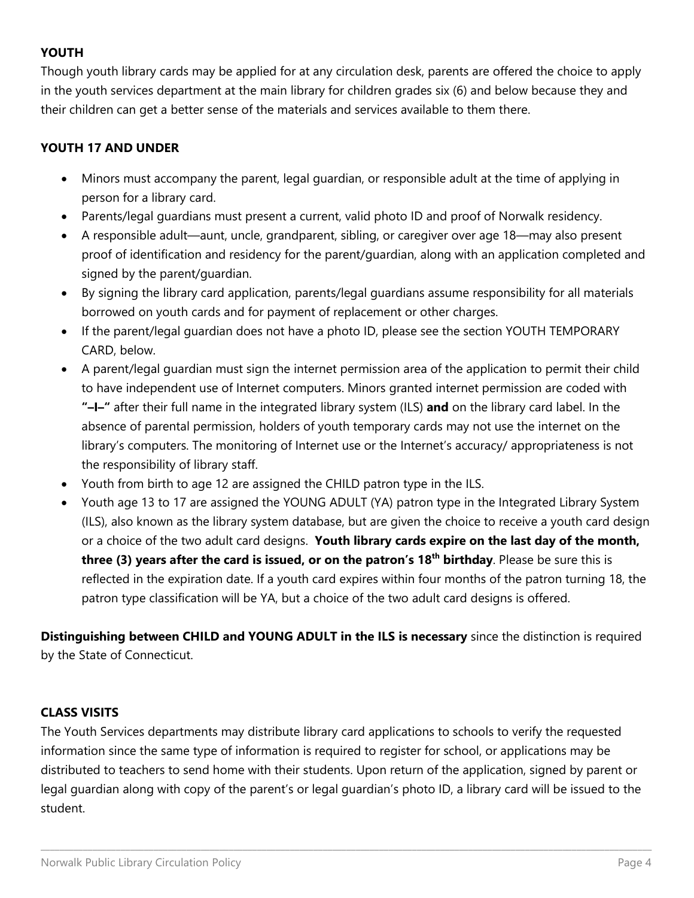**YOUTH**

Though youth library cards may be applied for at any circulation desk, parents are offered the choice to apply in the youth services department at the main library for children grades six (6) and below because they and their children can get a better sense of the materials and services available to them there.

**YOUTH 17 AND UNDER**

- Minors must accompany the parent, legal guardian, or responsible adult at the time of applying in person for a library card.
- Parents/legal guardians must present a current, valid photo ID and proof of Norwalk residency.
- A responsible adult—aunt, uncle, grandparent, sibling, or caregiver over age 18—may also present proof of identification and residency for the parent/guardian, along with an application completed and signed by the parent/guardian.
- By signing the library card application, parents/legal guardians assume responsibility for all materials borrowed on youth cards and for payment of replacement or other charges.
- If the parent/legal guardian does not have a photo ID, please see the section YOUTH TEMPORARY CARD, below.
- A parent/legal guardian must sign the internet permission area of the application to permit their child to have independent use of Internet computers. Minors granted internet permission are coded with **"–I–"** after their full name in the integrated library system (ILS) **and** on the library card label. In the absence of parental permission, holders of youth temporary cards may not use the internet on the library's computers. The monitoring of Internet use or the Internet's accuracy/ appropriateness is not the responsibility of library staff.
- Youth from birth to age 12 are assigned the CHILD patron type in the ILS.
- Youth age 13 to 17 are assigned the YOUNG ADULT (YA) patron type in the Integrated Library System (ILS), also known as the library system database, but are given the choice to receive a youth card design or a choice of the two adult card designs. **Youth library cards expire on the last day of the month, three (3) years after the card is issued, or on the patron's 18th birthday**. Please be sure this is reflected in the expiration date. If a youth card expires within four months of the patron turning 18, the patron type classification will be YA, but a choice of the two adult card designs is offered.

**Distinguishing between CHILD and YOUNG ADULT in the ILS is necessary** since the distinction is required by the State of Connecticut.

**CLASS VISITS**

The Youth Services departments may distribute library card applications to schools to verify the requested information since the same type of information is required to register for school, or applications may be distributed to teachers to send home with their students. Upon return of the application, signed by parent or legal guardian along with copy of the parent's or legal guardian's photo ID, a library card will be issued to the student.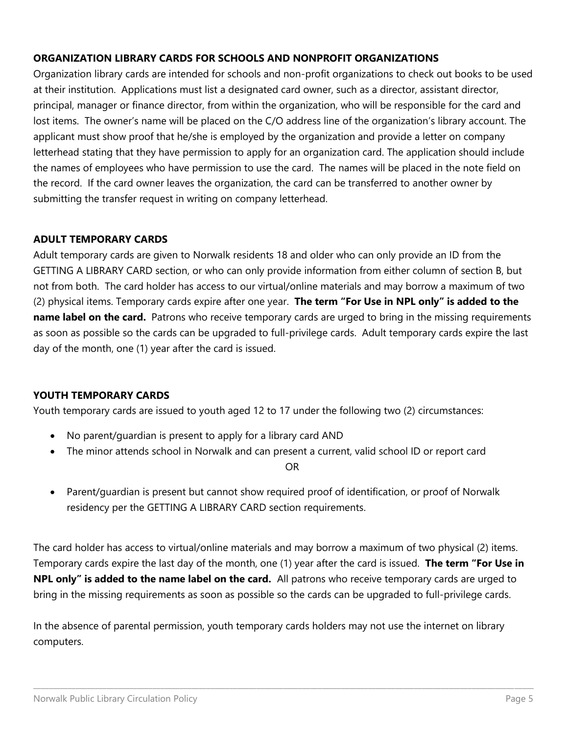### ORGANIZATION LIBRARY CARDS FOR SCHOOLS AND NONPROFIT ORGANIZATIONS

Organization library cards are intended for schools and non-profit organizations to check out books to be used at their institution. Applications must list a designated card owner, such as a director, assistant director, principal, manager or finance director, from within the organization, who will be responsible for the card and lost items. The owner's name will be placed on the C/O address line of the organization's library account. The applicant must show proof that he/she is employed by the organization and provide a letter on company letterhead stating that they have permission to apply for an organization card. The application should include the names of employees who have permission to use the card. The names will be placed in the note field on the record. If the card owner leaves the organization, the card can be transferred to another owner by submitting the transfer request in writing on company letterhead.

### ADULT TEMPORARY CARDS

Adult temporary cards are given to Norwalk residents 18 and older who can only provide an ID from the GETTING A LIBRARY CARD section, or who can only provide information from either column of section B, but not from both. The card holder has access to our virtual/online materials and may borrow a maximum of two (2) physical items. Temporary cards expire after one year. **The term "For Use in NPL only" is added to the name label on the card.** Patrons who receive temporary cards are urged to bring in the missing requirements as soon as possible so the cards can be upgraded to full-privilege cards. Adult temporary cards expire the last day of the month, one (1) year after the card is issued.

### YOUTH TEMPORARY CARDS

Youth temporary cards are issued to youth aged 12 to 17 under the following two (2) circumstances:

- No parent/guardian is present to apply for a library card AND
- The minor attends school in Norwalk and can present a current, valid school ID or report card

OR

- Parent/guardian is present but cannot show required proof of identification, or proof of Norwalk residency per the GETTING A LIBRARY CARD section requirements.

The card holder has access to virtual/online materials and may borrow a maximum of two physical (2) items. Temporary cards expire the last day of the month, one (1) year after the card is issued. **The term "For Use in NPL only" is added to the name label on the card.** All patrons who receive temporary cards are urged to bring in the missing requirements as soon as possible so the cards can be upgraded to full-privilege cards.

In the absence of parental permission, youth temporary cards holders may not use the internet on library computers.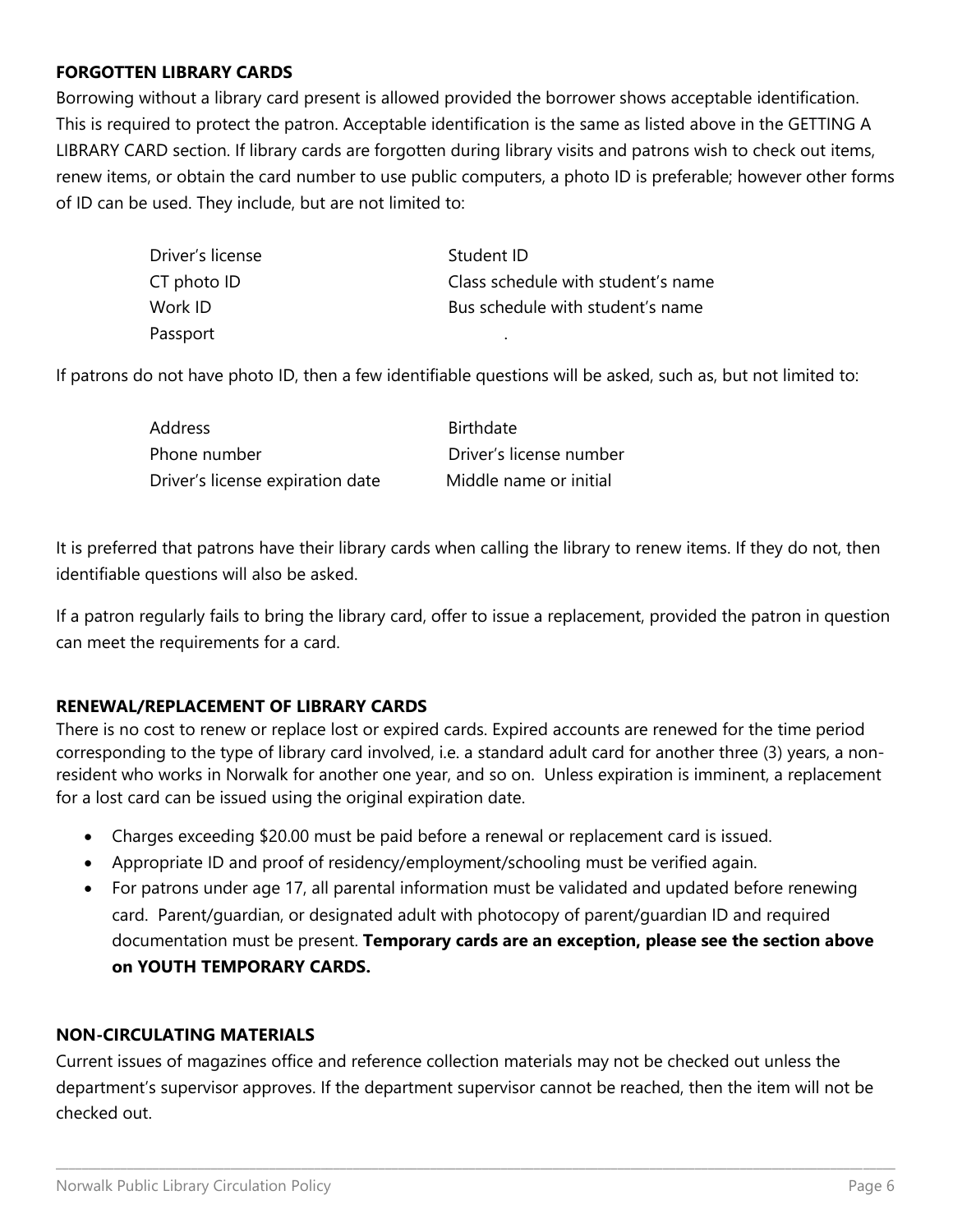**FORGOTTEN LIBRARY CARDS**

Borrowing without a library card present is allowed provided the borrower shows acceptable identification. This is required to protect the patron. Acceptable identification is the same as listed above in the GETTING A LIBRARY CARD section. If library cards are forgotten during library visits and patrons wish to check out items, renew items, or obtain the card number to use public computers, a photo ID is preferable; however other forms of ID can be used. They include, but are not limited to:

| | |
|---|---|
| Driver's license | Student ID |
| CT photo ID | Class schedule with student's name |
| Work ID | Bus schedule with student's name |
| Passport | . |

If patrons do not have photo ID, then a few identifiable questions will be asked, such as, but not limited to:

| | |
|---|---|
| Address | Birthdate |
| Phone number | Driver's license number |
| Driver's license expiration date | Middle name or initial |

It is preferred that patrons have their library cards when calling the library to renew items. If they do not, then identifiable questions will also be asked.

If a patron regularly fails to bring the library card, offer to issue a replacement, provided the patron in question can meet the requirements for a card.

**RENEWAL/REPLACEMENT OF LIBRARY CARDS**

There is no cost to renew or replace lost or expired cards. Expired accounts are renewed for the time period corresponding to the type of library card involved, i.e. a standard adult card for another three (3) years, a non-resident who works in Norwalk for another one year, and so on. Unless expiration is imminent, a replacement for a lost card can be issued using the original expiration date.

- Charges exceeding $20.00 must be paid before a renewal or replacement card is issued.
- Appropriate ID and proof of residency/employment/schooling must be verified again.
- For patrons under age 17, all parental information must be validated and updated before renewing card. Parent/guardian, or designated adult with photocopy of parent/guardian ID and required documentation must be present. **Temporary cards are an exception, please see the section above on YOUTH TEMPORARY CARDS.**

**NON-CIRCULATING MATERIALS**

Current issues of magazines office and reference collection materials may not be checked out unless the department's supervisor approves. If the department supervisor cannot be reached, then the item will not be checked out.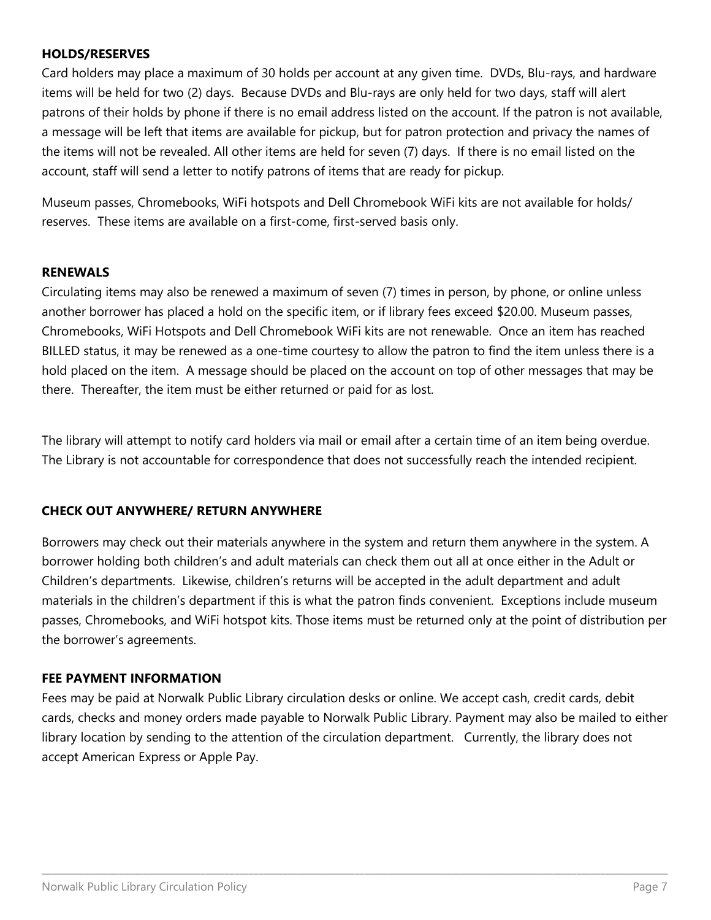**HOLDS/RESERVES**

Card holders may place a maximum of 30 holds per account at any given time. DVDs, Blu-rays, and hardware items will be held for two (2) days. Because DVDs and Blu-rays are only held for two days, staff will alert patrons of their holds by phone if there is no email address listed on the account. If the patron is not available, a message will be left that items are available for pickup, but for patron protection and privacy the names of the items will not be revealed. All other items are held for seven (7) days. If there is no email listed on the account, staff will send a letter to notify patrons of items that are ready for pickup.

Museum passes, Chromebooks, WiFi hotspots and Dell Chromebook WiFi kits are not available for holds/ reserves. These items are available on a first-come, first-served basis only.

**RENEWALS**

Circulating items may also be renewed a maximum of seven (7) times in person, by phone, or online unless another borrower has placed a hold on the specific item, or if library fees exceed $20.00. Museum passes, Chromebooks, WiFi Hotspots and Dell Chromebook WiFi kits are not renewable. Once an item has reached BILLED status, it may be renewed as a one-time courtesy to allow the patron to find the item unless there is a hold placed on the item. A message should be placed on the account on top of other messages that may be there. Thereafter, the item must be either returned or paid for as lost.

The library will attempt to notify card holders via mail or email after a certain time of an item being overdue. The Library is not accountable for correspondence that does not successfully reach the intended recipient.

**CHECK OUT ANYWHERE/ RETURN ANYWHERE**

Borrowers may check out their materials anywhere in the system and return them anywhere in the system. A borrower holding both children's and adult materials can check them out all at once either in the Adult or Children's departments. Likewise, children's returns will be accepted in the adult department and adult materials in the children's department if this is what the patron finds convenient. Exceptions include museum passes, Chromebooks, and WiFi hotspot kits. Those items must be returned only at the point of distribution per the borrower's agreements.

**FEE PAYMENT INFORMATION**

Fees may be paid at Norwalk Public Library circulation desks or online. We accept cash, credit cards, debit cards, checks and money orders made payable to Norwalk Public Library. Payment may also be mailed to either library location by sending to the attention of the circulation department. Currently, the library does not accept American Express or Apple Pay.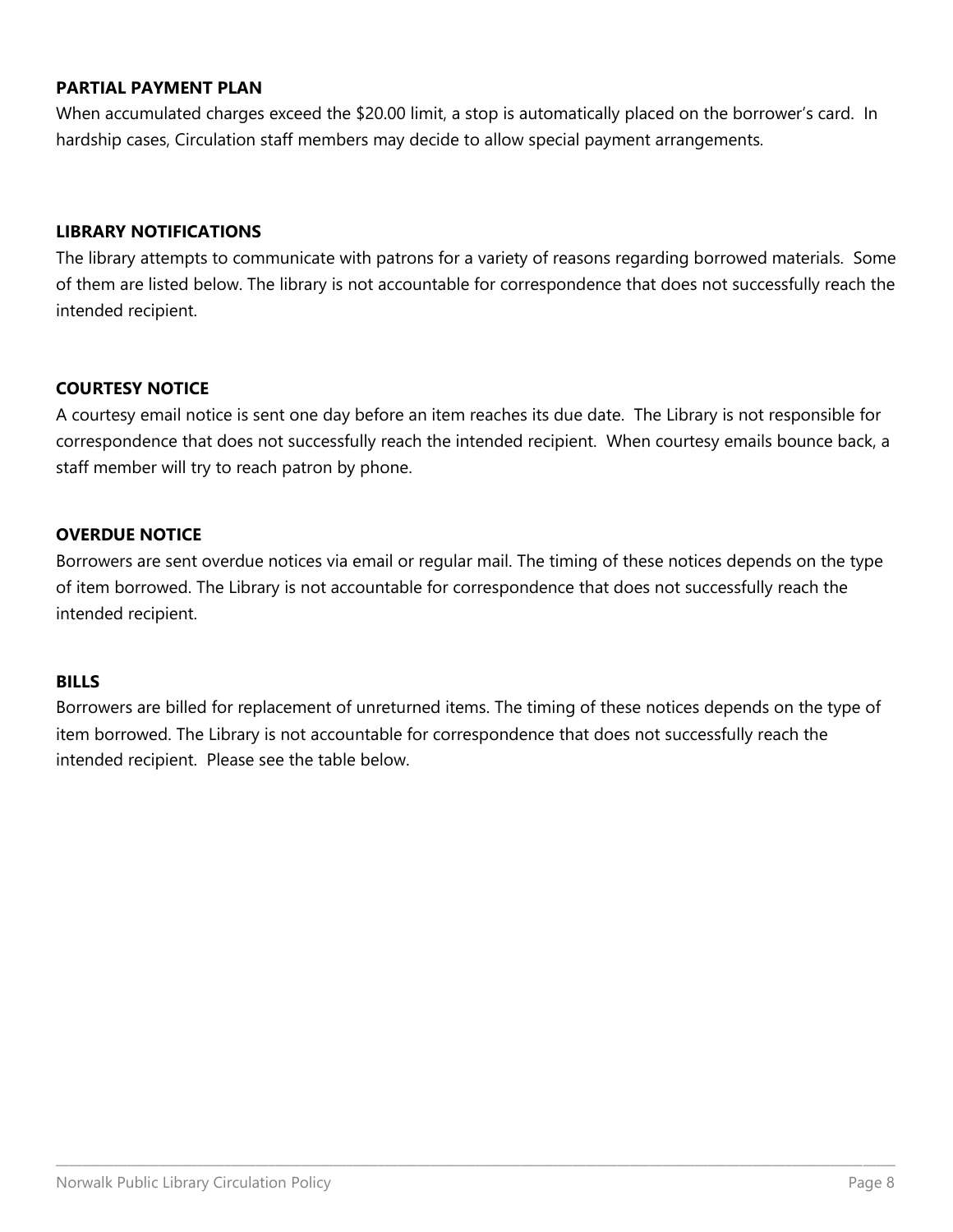**PARTIAL PAYMENT PLAN**

When accumulated charges exceed the $20.00 limit, a stop is automatically placed on the borrower's card. In hardship cases, Circulation staff members may decide to allow special payment arrangements.

**LIBRARY NOTIFICATIONS**

The library attempts to communicate with patrons for a variety of reasons regarding borrowed materials. Some of them are listed below. The library is not accountable for correspondence that does not successfully reach the intended recipient.

**COURTESY NOTICE**

A courtesy email notice is sent one day before an item reaches its due date. The Library is not responsible for correspondence that does not successfully reach the intended recipient. When courtesy emails bounce back, a staff member will try to reach patron by phone.

**OVERDUE NOTICE**

Borrowers are sent overdue notices via email or regular mail. The timing of these notices depends on the type of item borrowed. The Library is not accountable for correspondence that does not successfully reach the intended recipient.

**BILLS**

Borrowers are billed for replacement of unreturned items. The timing of these notices depends on the type of item borrowed. The Library is not accountable for correspondence that does not successfully reach the intended recipient. Please see the table below.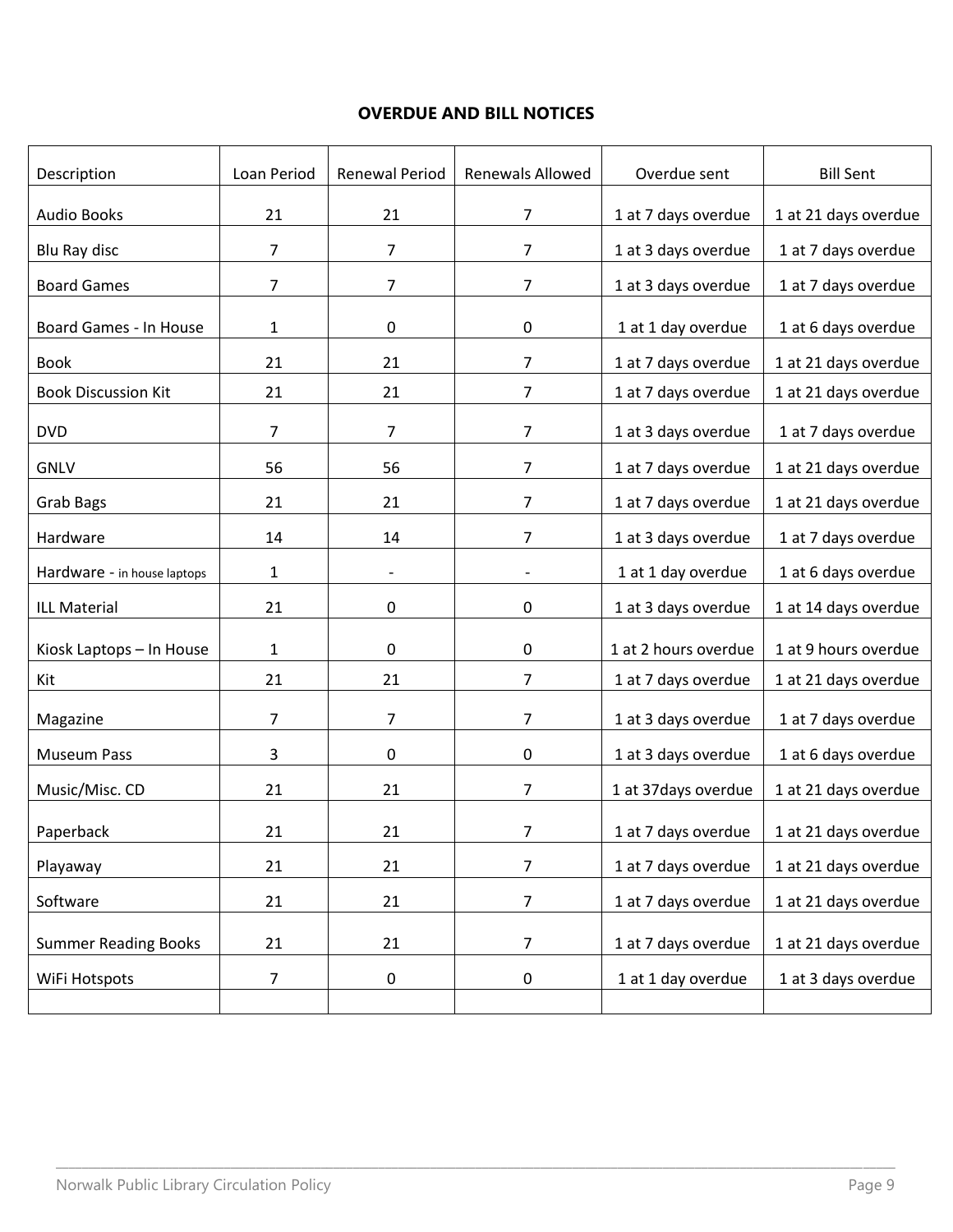## OVERDUE AND BILL NOTICES

| Description | Loan Period | Renewal Period | Renewals Allowed | Overdue sent | Bill Sent |
|---|---|---|---|---|---|
| Audio Books | 21 | 21 | 7 | 1 at 7 days overdue | 1 at 21 days overdue |
| Blu Ray disc | 7 | 7 | 7 | 1 at 3 days overdue | 1 at 7 days overdue |
| Board Games | 7 | 7 | 7 | 1 at 3 days overdue | 1 at 7 days overdue |
| Board Games - In House | 1 | 0 | 0 | 1 at 1 day overdue | 1 at 6 days overdue |
| Book | 21 | 21 | 7 | 1 at 7 days overdue | 1 at 21 days overdue |
| Book Discussion Kit | 21 | 21 | 7 | 1 at 7 days overdue | 1 at 21 days overdue |
| DVD | 7 | 7 | 7 | 1 at 3 days overdue | 1 at 7 days overdue |
| GNLV | 56 | 56 | 7 | 1 at 7 days overdue | 1 at 21 days overdue |
| Grab Bags | 21 | 21 | 7 | 1 at 7 days overdue | 1 at 21 days overdue |
| Hardware | 14 | 14 | 7 | 1 at 3 days overdue | 1 at 7 days overdue |
| Hardware - in house laptops | 1 | - | - | 1 at 1 day overdue | 1 at 6 days overdue |
| ILL Material | 21 | 0 | 0 | 1 at 3 days overdue | 1 at 14 days overdue |
| Kiosk Laptops – In House | 1 | 0 | 0 | 1 at 2 hours overdue | 1 at 9 hours overdue |
| Kit | 21 | 21 | 7 | 1 at 7 days overdue | 1 at 21 days overdue |
| Magazine | 7 | 7 | 7 | 1 at 3 days overdue | 1 at 7 days overdue |
| Museum Pass | 3 | 0 | 0 | 1 at 3 days overdue | 1 at 6 days overdue |
| Music/Misc. CD | 21 | 21 | 7 | 1 at 37days overdue | 1 at 21 days overdue |
| Paperback | 21 | 21 | 7 | 1 at 7 days overdue | 1 at 21 days overdue |
| Playaway | 21 | 21 | 7 | 1 at 7 days overdue | 1 at 21 days overdue |
| Software | 21 | 21 | 7 | 1 at 7 days overdue | 1 at 21 days overdue |
| Summer Reading Books | 21 | 21 | 7 | 1 at 7 days overdue | 1 at 21 days overdue |
| WiFi Hotspots | 7 | 0 | 0 | 1 at 1 day overdue | 1 at 3 days overdue |
| | | | | | |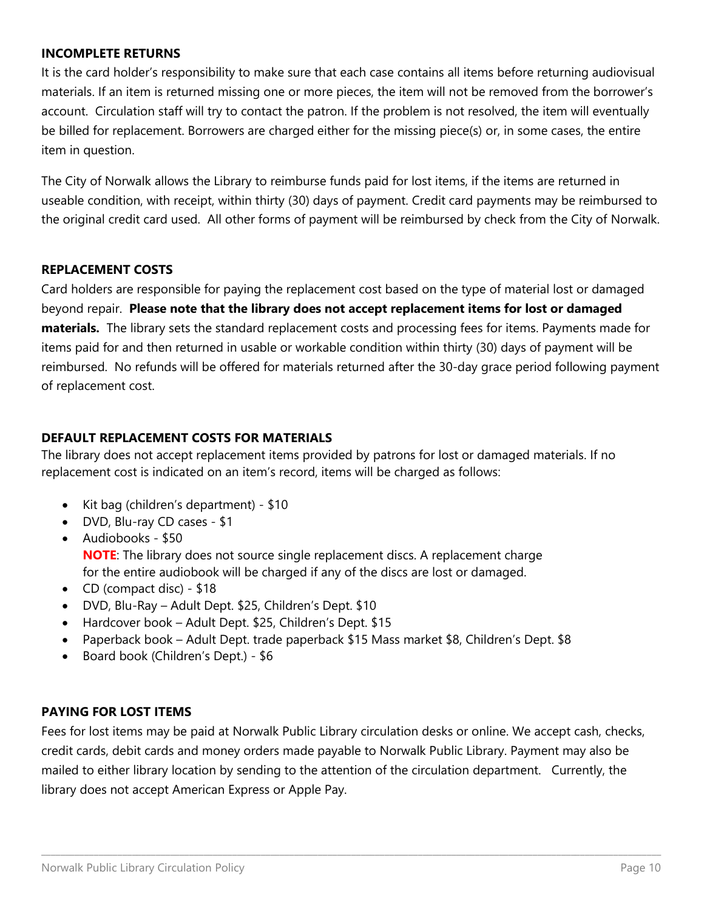**INCOMPLETE RETURNS**

It is the card holder's responsibility to make sure that each case contains all items before returning audiovisual materials. If an item is returned missing one or more pieces, the item will not be removed from the borrower's account. Circulation staff will try to contact the patron. If the problem is not resolved, the item will eventually be billed for replacement. Borrowers are charged either for the missing piece(s) or, in some cases, the entire item in question.

The City of Norwalk allows the Library to reimburse funds paid for lost items, if the items are returned in useable condition, with receipt, within thirty (30) days of payment. Credit card payments may be reimbursed to the original credit card used. All other forms of payment will be reimbursed by check from the City of Norwalk.

**REPLACEMENT COSTS**

Card holders are responsible for paying the replacement cost based on the type of material lost or damaged beyond repair. **Please note that the library does not accept replacement items for lost or damaged materials.** The library sets the standard replacement costs and processing fees for items. Payments made for items paid for and then returned in usable or workable condition within thirty (30) days of payment will be reimbursed. No refunds will be offered for materials returned after the 30-day grace period following payment of replacement cost.

**DEFAULT REPLACEMENT COSTS FOR MATERIALS**

The library does not accept replacement items provided by patrons for lost or damaged materials. If no replacement cost is indicated on an item's record, items will be charged as follows:

- Kit bag (children's department) - $10
- DVD, Blu-ray CD cases - $1
- Audiobooks - $50
  **NOTE**: The library does not source single replacement discs. A replacement charge for the entire audiobook will be charged if any of the discs are lost or damaged.
- CD (compact disc) - $18
- DVD, Blu-Ray – Adult Dept. $25, Children's Dept. $10
- Hardcover book – Adult Dept. $25, Children's Dept. $15
- Paperback book – Adult Dept. trade paperback $15 Mass market $8, Children's Dept. $8
- Board book (Children's Dept.) - $6

**PAYING FOR LOST ITEMS**

Fees for lost items may be paid at Norwalk Public Library circulation desks or online. We accept cash, checks, credit cards, debit cards and money orders made payable to Norwalk Public Library. Payment may also be mailed to either library location by sending to the attention of the circulation department. Currently, the library does not accept American Express or Apple Pay.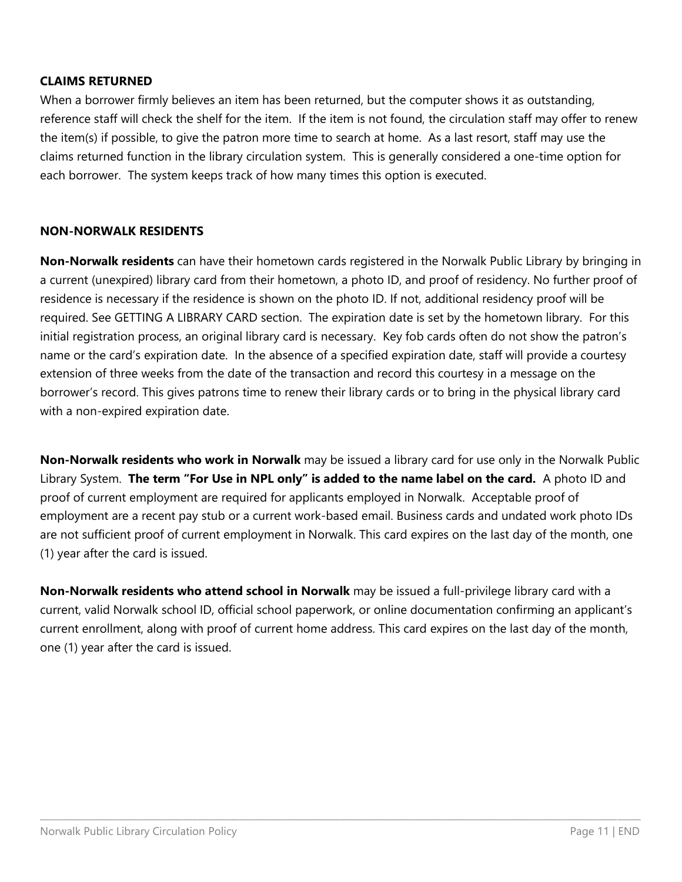**CLAIMS RETURNED**

When a borrower firmly believes an item has been returned, but the computer shows it as outstanding, reference staff will check the shelf for the item. If the item is not found, the circulation staff may offer to renew the item(s) if possible, to give the patron more time to search at home. As a last resort, staff may use the claims returned function in the library circulation system. This is generally considered a one-time option for each borrower. The system keeps track of how many times this option is executed.

**NON-NORWALK RESIDENTS**

**Non-Norwalk residents** can have their hometown cards registered in the Norwalk Public Library by bringing in a current (unexpired) library card from their hometown, a photo ID, and proof of residency. No further proof of residence is necessary if the residence is shown on the photo ID. If not, additional residency proof will be required. See GETTING A LIBRARY CARD section. The expiration date is set by the hometown library. For this initial registration process, an original library card is necessary. Key fob cards often do not show the patron's name or the card's expiration date. In the absence of a specified expiration date, staff will provide a courtesy extension of three weeks from the date of the transaction and record this courtesy in a message on the borrower's record. This gives patrons time to renew their library cards or to bring in the physical library card with a non-expired expiration date.

**Non-Norwalk residents who work in Norwalk** may be issued a library card for use only in the Norwalk Public Library System. **The term "For Use in NPL only" is added to the name label on the card.** A photo ID and proof of current employment are required for applicants employed in Norwalk. Acceptable proof of employment are a recent pay stub or a current work-based email. Business cards and undated work photo IDs are not sufficient proof of current employment in Norwalk. This card expires on the last day of the month, one (1) year after the card is issued.

**Non-Norwalk residents who attend school in Norwalk** may be issued a full-privilege library card with a current, valid Norwalk school ID, official school paperwork, or online documentation confirming an applicant's current enrollment, along with proof of current home address. This card expires on the last day of the month, one (1) year after the card is issued.